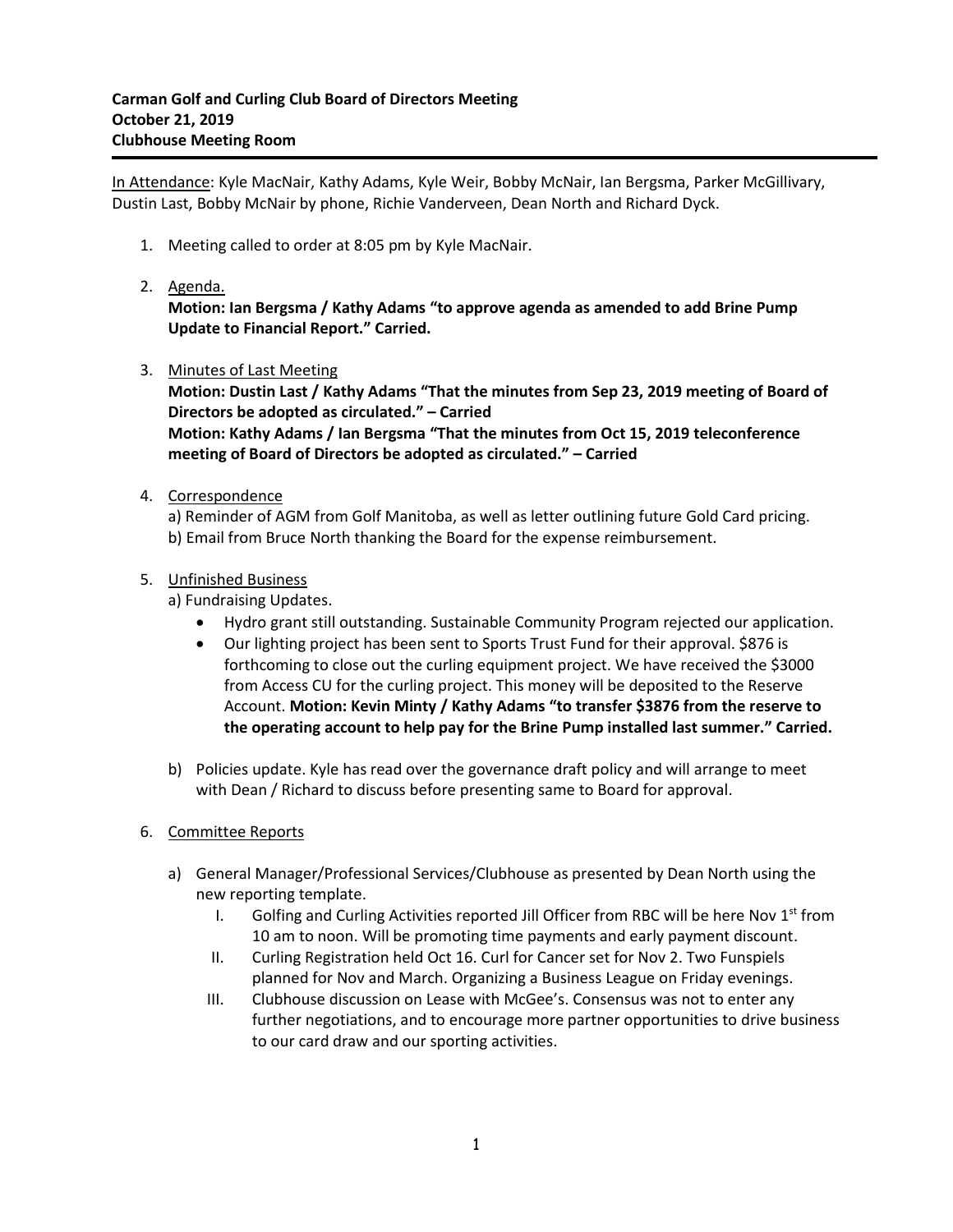**Carman Golf and Curling Club Board of Directors Meeting**
**October 21, 2019**
**Clubhouse Meeting Room**

<u>In Attendance</u>: Kyle MacNair, Kathy Adams, Kyle Weir, Bobby McNair, Ian Bergsma, Parker McGillivary, Dustin Last, Bobby McNair by phone, Richie Vanderveen, Dean North and Richard Dyck.

1. Meeting called to order at 8:05 pm by Kyle MacNair.

2. <u>Agenda.</u>
   **Motion: Ian Bergsma / Kathy Adams "to approve agenda as amended to add Brine Pump Update to Financial Report." Carried.**

3. <u>Minutes of Last Meeting</u>
   **Motion: Dustin Last / Kathy Adams "That the minutes from Sep 23, 2019 meeting of Board of Directors be adopted as circulated." – Carried**
   **Motion: Kathy Adams / Ian Bergsma "That the minutes from Oct 15, 2019 teleconference meeting of Board of Directors be adopted as circulated." – Carried**

4. <u>Correspondence</u>
   a) Reminder of AGM from Golf Manitoba, as well as letter outlining future Gold Card pricing.
   b) Email from Bruce North thanking the Board for the expense reimbursement.

5. <u>Unfinished Business</u>
   a) Fundraising Updates.
      - Hydro grant still outstanding. Sustainable Community Program rejected our application.
      - Our lighting project has been sent to Sports Trust Fund for their approval. $876 is forthcoming to close out the curling equipment project. We have received the $3000 from Access CU for the curling project. This money will be deposited to the Reserve Account. **Motion: Kevin Minty / Kathy Adams "to transfer $3876 from the reserve to the operating account to help pay for the Brine Pump installed last summer." Carried.**

   b) Policies update. Kyle has read over the governance draft policy and will arrange to meet with Dean / Richard to discuss before presenting same to Board for approval.

6. <u>Committee Reports</u>

   a) General Manager/Professional Services/Clubhouse as presented by Dean North using the new reporting template.
      I. Golfing and Curling Activities reported Jill Officer from RBC will be here Nov 1st from 10 am to noon. Will be promoting time payments and early payment discount.
      II. Curling Registration held Oct 16. Curl for Cancer set for Nov 2. Two Funspiels planned for Nov and March. Organizing a Business League on Friday evenings.
      III. Clubhouse discussion on Lease with McGee's. Consensus was not to enter any further negotiations, and to encourage more partner opportunities to drive business to our card draw and our sporting activities.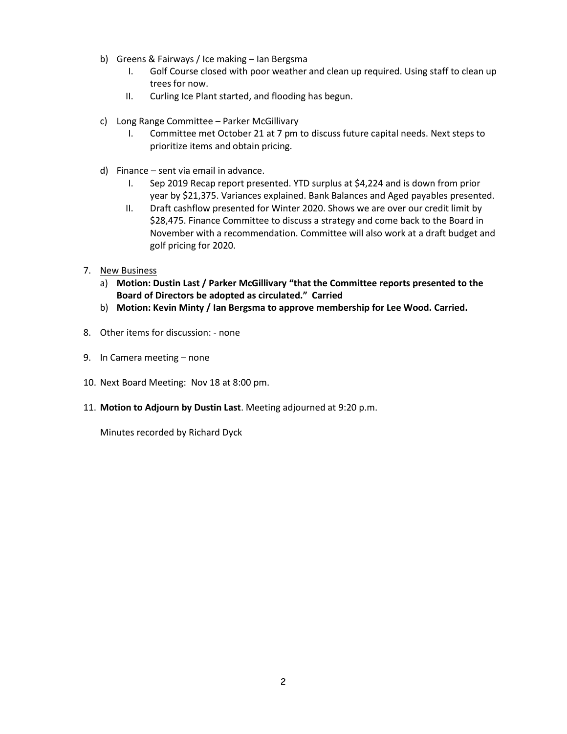b) Greens & Fairways / Ice making – Ian Bergsma
   I. Golf Course closed with poor weather and clean up required. Using staff to clean up trees for now.
   II. Curling Ice Plant started, and flooding has begun.

c) Long Range Committee – Parker McGillivary
   I. Committee met October 21 at 7 pm to discuss future capital needs. Next steps to prioritize items and obtain pricing.

d) Finance – sent via email in advance.
   I. Sep 2019 Recap report presented. YTD surplus at $4,224 and is down from prior year by $21,375. Variances explained. Bank Balances and Aged payables presented.
   II. Draft cashflow presented for Winter 2020. Shows we are over our credit limit by $28,475. Finance Committee to discuss a strategy and come back to the Board in November with a recommendation. Committee will also work at a draft budget and golf pricing for 2020.

7. New Business
   a) **Motion: Dustin Last / Parker McGillivary "that the Committee reports presented to the Board of Directors be adopted as circulated." Carried**
   b) **Motion: Kevin Minty / Ian Bergsma to approve membership for Lee Wood. Carried.**

8. Other items for discussion: - none

9. In Camera meeting – none

10. Next Board Meeting: Nov 18 at 8:00 pm.

11. **Motion to Adjourn by Dustin Last**. Meeting adjourned at 9:20 p.m.

    Minutes recorded by Richard Dyck